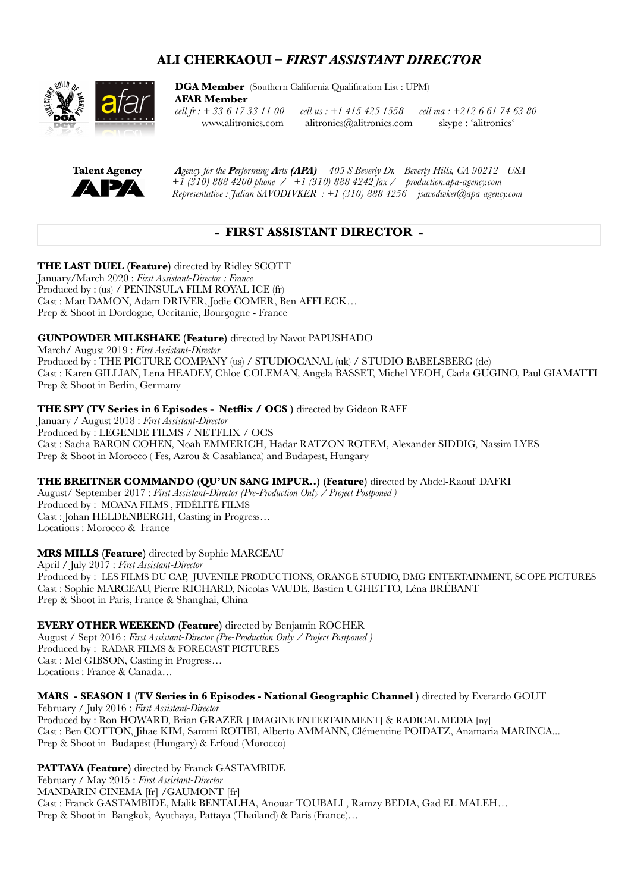# ALI CHERKAOUI – *FIRST ASSISTANT DIRECTOR*

**DGA Member** (Southern California Qualification List : UPM)
**AFAR Member**
*cell fr : + 33 6 17 33 11 00 — cell us : +1 415 425 1558 — cell ma : +212 6 61 74 63 80*
www.alitronics.com — alitronics@alitronics.com — skype : 'alitronics'

**Talent Agency**

***A****gency for the* ***P****erforming* ***A****rts* ***(APA)*** *- 405 S Beverly Dr. - Beverly Hills, CA 90212 - USA*
*+1 (310) 888 4200 phone / +1 (310) 888 4242 fax / production.apa-agency.com*
*Representative : Julian SAVODIVKER : +1 (310) 888 4256 - jsavodivker@apa-agency.com*

## - FIRST ASSISTANT DIRECTOR -

**THE LAST DUEL (Feature)** directed by Ridley SCOTT
January/March 2020 : *First Assistant-Director : France*
Produced by : (us) / PENINSULA FILM ROYAL ICE (fr)
Cast : Matt DAMON, Adam DRIVER, Jodie COMER, Ben AFFLECK…
Prep & Shoot in Dordogne, Occitanie, Bourgogne - France

**GUNPOWDER MILKSHAKE (Feature)** directed by Navot PAPUSHADO
March/ August 2019 : *First Assistant-Director*
Produced by : THE PICTURE COMPANY (us) / STUDIOCANAL (uk) / STUDIO BABELSBERG (de)
Cast : Karen GILLIAN, Lena HEADEY, Chloe COLEMAN, Angela BASSET, Michel YEOH, Carla GUGINO, Paul GIAMATTI
Prep & Shoot in Berlin, Germany

**THE SPY (TV Series in 6 Episodes - Netflix / OCS )** directed by Gideon RAFF
January / August 2018 : *First Assistant-Director*
Produced by : LEGENDE FILMS / NETFLIX / OCS
Cast : Sacha BARON COHEN, Noah EMMERICH, Hadar RATZON ROTEM, Alexander SIDDIG, Nassim LYES
Prep & Shoot in Morocco ( Fes, Azrou & Casablanca) and Budapest, Hungary

**THE BREITNER COMMANDO (QU'UN SANG IMPUR..) (Feature)** directed by Abdel-Raouf DAFRI
August/ September 2017 : *First Assistant-Director (Pre-Production Only / Project Postponed )*
Produced by : MOANA FILMS , FIDÉLITÉ FILMS
Cast : Johan HELDENBERGH, Casting in Progress…
Locations : Morocco & France

**MRS MILLS (Feature)** directed by Sophie MARCEAU
April / July 2017 : *First Assistant-Director*
Produced by : LES FILMS DU CAP, JUVENILE PRODUCTIONS, ORANGE STUDIO, DMG ENTERTAINMENT, SCOPE PICTURES
Cast : Sophie MARCEAU, Pierre RICHARD, Nicolas VAUDE, Bastien UGHETTO, Léna BRÉBANT
Prep & Shoot in Paris, France & Shanghai, China

**EVERY OTHER WEEKEND (Feature)** directed by Benjamin ROCHER
August / Sept 2016 : *First Assistant-Director (Pre-Production Only / Project Postponed )*
Produced by : RADAR FILMS & FORECAST PICTURES
Cast : Mel GIBSON, Casting in Progress…
Locations : France & Canada…

**MARS - SEASON 1 (TV Series in 6 Episodes - National Geographic Channel )** directed by Everardo GOUT
February / July 2016 : *First Assistant-Director*
Produced by : Ron HOWARD, Brian GRAZER [ IMAGINE ENTERTAINMENT] & RADICAL MEDIA [ny]
Cast : Ben COTTON, Jihae KIM, Sammi ROTIBI, Alberto AMMANN, Clémentine POIDATZ, Anamaria MARINCA...
Prep & Shoot in Budapest (Hungary) & Erfoud (Morocco)

**PATTAYA (Feature)** directed by Franck GASTAMBIDE
February / May 2015 : *First Assistant-Director*
MANDARIN CINEMA [fr] /GAUMONT [fr]
Cast : Franck GASTAMBIDE, Malik BENTALHA, Anouar TOUBALI , Ramzy BEDIA, Gad EL MALEH…
Prep & Shoot in Bangkok, Ayuthaya, Pattaya (Thailand) & Paris (France)…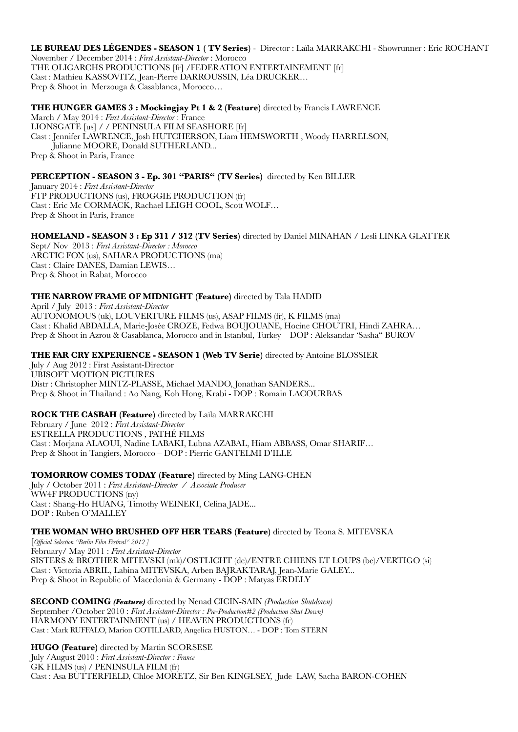**LE BUREAU DES LÉGENDES - SEASON 1 ( TV Series)** - Director : Laïla MARRAKCHI - Showrunner : Eric ROCHANT
November / December 2014 : *First Assistant-Director* : Morocco
THE OLIGARCHS PRODUCTIONS [fr] /FEDERATION ENTERTAINEMENT [fr]
Cast : Mathieu KASSOVITZ, Jean-Pierre DARROUSSIN, Léa DRUCKER…
Prep & Shoot in Merzouga & Casablanca, Morocco…

**THE HUNGER GAMES 3 : Mockingjay Pt 1 & 2 (Feature)** directed by Francis LAWRENCE
March / May 2014 : *First Assistant-Director* : France
LIONSGATE [us] / / PENINSULA FILM SEASHORE [fr]
Cast : Jennifer LAWRENCE, Josh HUTCHERSON, Liam HEMSWORTH , Woody HARRELSON, Julianne MOORE, Donald SUTHERLAND...
Prep & Shoot in Paris, France

**PERCEPTION - SEASON 3 - Ep. 301 "PARIS" (TV Series)** directed by Ken BILLER
January 2014 : *First Assistant-Director*
FTP PRODUCTIONS (us), FROGGIE PRODUCTION (fr)
Cast : Eric Mc CORMACK, Rachael LEIGH COOL, Scott WOLF…
Prep & Shoot in Paris, France

**HOMELAND - SEASON 3 : Ep 311 / 312 (TV Series)** directed by Daniel MINAHAN / Lesli LINKA GLATTER
Sept/ Nov 2013 : *First Assistant-Director : Morocco*
ARCTIC FOX (us), SAHARA PRODUCTIONS (ma)
Cast : Claire DANES, Damian LEWIS…
Prep & Shoot in Rabat, Morocco

**THE NARROW FRAME OF MIDNIGHT (Feature)** directed by Tala HADID
April / July 2013 : *First Assistant-Director*
AUTONOMOUS (uk), LOUVERTURE FILMS (us), ASAP FILMS (fr), K FILMS (ma)
Cast : Khalid ABDALLA, Marie-Josée CROZE, Fedwa BOUJOUANE, Hocine CHOUTRI, Hindi ZAHRA…
Prep & Shoot in Azrou & Casablanca, Morocco and in Istanbul, Turkey – DOP : Aleksandar 'Sasha" BUROV

**THE FAR CRY EXPERIENCE - SEASON 1 (Web TV Serie)** directed by Antoine BLOSSIER
July / Aug 2012 : First Assistant-Director
UBISOFT MOTION PICTURES
Distr : Christopher MINTZ-PLASSE, Michael MANDO, Jonathan SANDERS...
Prep & Shoot in Thailand : Ao Nang, Koh Hong, Krabi - DOP : Romain LACOURBAS

**ROCK THE CASBAH (Feature)** directed by Laïla MARRAKCHI
February / June 2012 : *First Assistant-Director*
ESTRELLA PRODUCTIONS , PATHÉ FILMS
Cast : Morjana ALAOUI, Nadine LABAKI, Lubna AZABAL, Hiam ABBASS, Omar SHARIF…
Prep & Shoot in Tangiers, Morocco – DOP : Pierric GANTELMI D'ILLE

**TOMORROW COMES TODAY (Feature)** directed by Ming LANG-CHEN
July / October 2011 : *First Assistant-Director / Associate Producer*
WW4F PRODUCTIONS (ny)
Cast : Shang-Ho HUANG, Timothy WEINERT, Celina JADE...
DOP : Ruben O'MALLEY

**THE WOMAN WHO BRUSHED OFF HER TEARS (Feature)** directed by Teona S. MITEVSKA
[*Official Selection "Berlin Film Festival" 2012* ]
February/ May 2011 : *First Assistant-Director*
SISTERS & BROTHER MITEVSKI (mk)/OSTLICHT (de)/ENTRE CHIENS ET LOUPS (be)/VERTIGO (si)
Cast : Victoria ABRIL, Labina MITEVSKA, Arben BAJRAKTARAJ, Jean-Marie GALEY...
Prep & Shoot in Republic of Macedonia & Germany - DOP : Matyas ERDELY

**SECOND COMING *(Feature)*** directed by Nenad CICIN-SAIN *(Production Shutdown)*
September /October 2010 : *First Assistant-Director : Pre-Production#2 (Production Shut Down)*
HARMONY ENTERTAINMENT (us) / HEAVEN PRODUCTIONS (fr)
Cast : Mark RUFFALO, Marion COTILLARD, Angelica HUSTON… - DOP : Tom STERN

**HUGO (Feature)** directed by Martin SCORSESE
July /August 2010 : *First Assistant-Director : France*
GK FILMS (us) / PENINSULA FILM (fr)
Cast : Asa BUTTERFIELD, Chloe MORETZ, Sir Ben KINGLSEY, Jude LAW, Sacha BARON-COHEN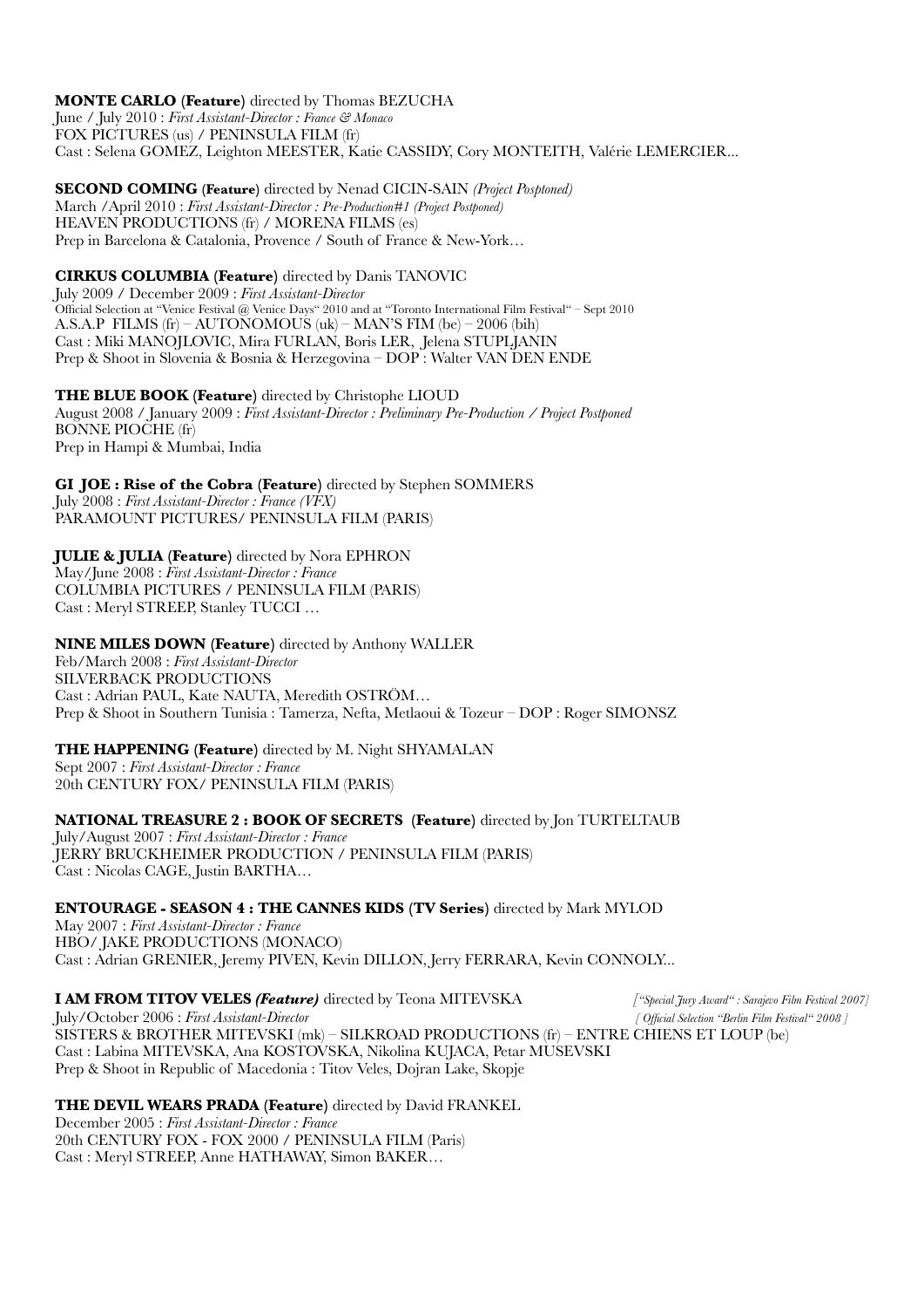**MONTE CARLO (Feature)** directed by Thomas BEZUCHA
June / July 2010 : *First Assistant-Director : France & Monaco*
FOX PICTURES (us) / PENINSULA FILM (fr)
Cast : Selena GOMEZ, Leighton MEESTER, Katie CASSIDY, Cory MONTEITH, Valérie LEMERCIER...

**SECOND COMING (Feature)** directed by Nenad CICIN-SAIN *(Project Posptoned)*
March /April 2010 : *First Assistant-Director : Pre-Production#1 (Project Postponed)*
HEAVEN PRODUCTIONS (fr) / MORENA FILMS (es)
Prep in Barcelona & Catalonia, Provence / South of France & New-York…

**CIRKUS COLUMBIA (Feature)** directed by Danis TANOVIC
July 2009 / December 2009 : *First Assistant-Director*
Official Selection at "Venice Festival @ Venice Days" 2010 and at "Toronto International Film Festival" – Sept 2010
A.S.A.P FILMS (fr) – AUTONOMOUS (uk) – MAN'S FIM (be) – 2006 (bih)
Cast : Miki MANOJLOVIC, Mira FURLAN, Boris LER, Jelena STUPLJANIN
Prep & Shoot in Slovenia & Bosnia & Herzegovina – DOP : Walter VAN DEN ENDE

**THE BLUE BOOK (Feature)** directed by Christophe LIOUD
August 2008 / January 2009 : *First Assistant-Director : Preliminary Pre-Production / Project Postponed*
BONNE PIOCHE (fr)
Prep in Hampi & Mumbai, India

**GI JOE : Rise of the Cobra (Feature)** directed by Stephen SOMMERS
July 2008 : *First Assistant-Director : France (VFX)*
PARAMOUNT PICTURES/ PENINSULA FILM (PARIS)

**JULIE & JULIA (Feature)** directed by Nora EPHRON
May/June 2008 : *First Assistant-Director : France*
COLUMBIA PICTURES / PENINSULA FILM (PARIS)
Cast : Meryl STREEP, Stanley TUCCI …

**NINE MILES DOWN (Feature)** directed by Anthony WALLER
Feb/March 2008 : *First Assistant-Director*
SILVERBACK PRODUCTIONS
Cast : Adrian PAUL, Kate NAUTA, Meredith OSTRÖM…
Prep & Shoot in Southern Tunisia : Tamerza, Nefta, Metlaoui & Tozeur – DOP : Roger SIMONSZ

**THE HAPPENING (Feature)** directed by M. Night SHYAMALAN
Sept 2007 : *First Assistant-Director : France*
20th CENTURY FOX/ PENINSULA FILM (PARIS)

**NATIONAL TREASURE 2 : BOOK OF SECRETS (Feature)** directed by Jon TURTELTAUB
July/August 2007 : *First Assistant-Director : France*
JERRY BRUCKHEIMER PRODUCTION / PENINSULA FILM (PARIS)
Cast : Nicolas CAGE, Justin BARTHA…

**ENTOURAGE - SEASON 4 : THE CANNES KIDS (TV Series)** directed by Mark MYLOD
May 2007 : *First Assistant-Director : France*
HBO/ JAKE PRODUCTIONS (MONACO)
Cast : Adrian GRENIER, Jeremy PIVEN, Kevin DILLON, Jerry FERRARA, Kevin CONNOLY...

**I AM FROM TITOV VELES *(Feature)*** directed by Teona MITEVSKA *["Special Jury Award" : Sarajevo Film Festival 2007]*
July/October 2006 : *First Assistant-Director* *[ Official Selection "Berlin Film Festival" 2008 ]*
SISTERS & BROTHER MITEVSKI (mk) – SILKROAD PRODUCTIONS (fr) – ENTRE CHIENS ET LOUP (be)
Cast : Labina MITEVSKA, Ana KOSTOVSKA, Nikolina KUJACA, Petar MUSEVSKI
Prep & Shoot in Republic of Macedonia : Titov Veles, Dojran Lake, Skopje

**THE DEVIL WEARS PRADA (Feature)** directed by David FRANKEL
December 2005 : *First Assistant-Director : France*
20th CENTURY FOX - FOX 2000 / PENINSULA FILM (Paris)
Cast : Meryl STREEP, Anne HATHAWAY, Simon BAKER…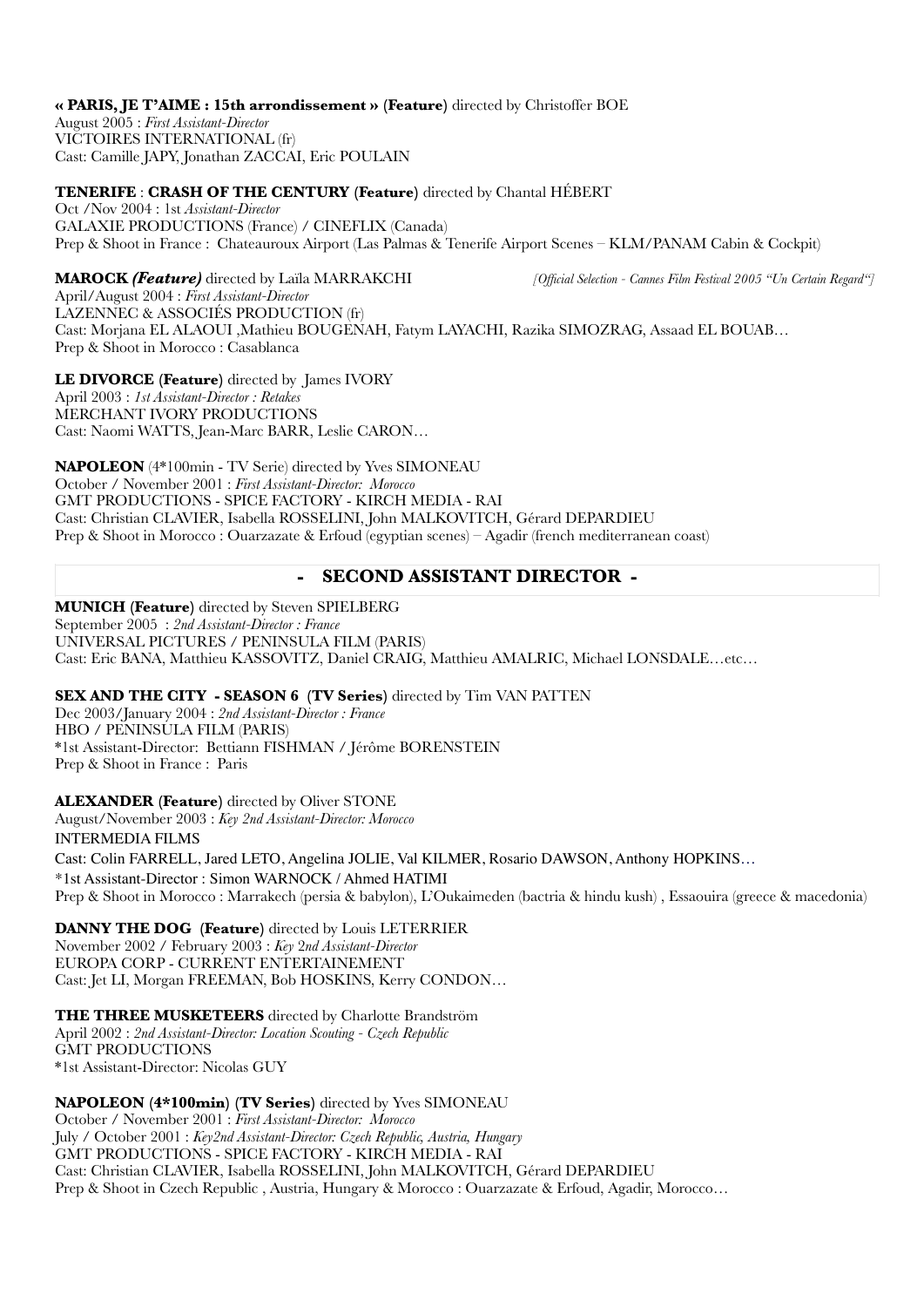**« PARIS, JE T'AIME : 15th arrondissement » (Feature)** directed by Christoffer BOE
August 2005 : *First Assistant-Director*
VICTOIRES INTERNATIONAL (fr)
Cast: Camille JAPY, Jonathan ZACCAI, Eric POULAIN

**TENERIFE** : **CRASH OF THE CENTURY (Feature)** directed by Chantal HÉBERT
Oct /Nov 2004 : 1st *Assistant-Director*
GALAXIE PRODUCTIONS (France) / CINEFLIX (Canada)
Prep & Shoot in France : Chateauroux Airport (Las Palmas & Tenerife Airport Scenes – KLM/PANAM Cabin & Cockpit)

**MAROCK *(Feature)*** directed by Laïla MARRAKCHI *[Official Selection - Cannes Film Festival 2005 "Un Certain Regard"]*
April/August 2004 : *First Assistant-Director*
LAZENNEC & ASSOCIÉS PRODUCTION (fr)
Cast: Morjana EL ALAOUI ,Mathieu BOUGENAH, Fatym LAYACHI, Razika SIMOZRAG, Assaad EL BOUAB…
Prep & Shoot in Morocco : Casablanca

**LE DIVORCE (Feature)** directed by James IVORY
April 2003 : *1st Assistant-Director : Retakes*
MERCHANT IVORY PRODUCTIONS
Cast: Naomi WATTS, Jean-Marc BARR, Leslie CARON…

**NAPOLEON** (4*100min - TV Serie) directed by Yves SIMONEAU
October / November 2001 : *First Assistant-Director: Morocco*
GMT PRODUCTIONS - SPICE FACTORY - KIRCH MEDIA - RAI
Cast: Christian CLAVIER, Isabella ROSSELINI, John MALKOVITCH, Gérard DEPARDIEU
Prep & Shoot in Morocco : Ouarzazate & Erfoud (egyptian scenes) – Agadir (french mediterranean coast)

## - SECOND ASSISTANT DIRECTOR -

**MUNICH (Feature)** directed by Steven SPIELBERG
September 2005 : *2nd Assistant-Director : France*
UNIVERSAL PICTURES / PENINSULA FILM (PARIS)
Cast: Eric BANA, Matthieu KASSOVITZ, Daniel CRAIG, Matthieu AMALRIC, Michael LONSDALE…etc…

**SEX AND THE CITY - SEASON 6 (TV Series)** directed by Tim VAN PATTEN
Dec 2003/January 2004 : *2nd Assistant-Director : France*
HBO / PENINSULA FILM (PARIS)
*1st Assistant-Director: Bettiann FISHMAN / Jérôme BORENSTEIN
Prep & Shoot in France : Paris

**ALEXANDER (Feature)** directed by Oliver STONE
August/November 2003 : *Key 2nd Assistant-Director: Morocco*
INTERMEDIA FILMS
Cast: Colin FARRELL, Jared LETO, Angelina JOLIE, Val KILMER, Rosario DAWSON, Anthony HOPKINS…
*1st Assistant-Director : Simon WARNOCK / Ahmed HATIMI
Prep & Shoot in Morocco : Marrakech (persia & babylon), L'Oukaimeden (bactria & hindu kush) , Essaouira (greece & macedonia)

**DANNY THE DOG (Feature)** directed by Louis LETERRIER
November 2002 / February 2003 : *Key 2nd Assistant-Director*
EUROPA CORP - CURRENT ENTERTAINEMENT
Cast: Jet LI, Morgan FREEMAN, Bob HOSKINS, Kerry CONDON…

**THE THREE MUSKETEERS** directed by Charlotte Brandström
April 2002 : *2nd Assistant-Director: Location Scouting - Czech Republic*
GMT PRODUCTIONS
*1st Assistant-Director: Nicolas GUY

**NAPOLEON (4*100min) (TV Series)** directed by Yves SIMONEAU
October / November 2001 : *First Assistant-Director: Morocco*
July / October 2001 : *Key2nd Assistant-Director: Czech Republic, Austria, Hungary*
GMT PRODUCTIONS - SPICE FACTORY - KIRCH MEDIA - RAI
Cast: Christian CLAVIER, Isabella ROSSELINI, John MALKOVITCH, Gérard DEPARDIEU
Prep & Shoot in Czech Republic , Austria, Hungary & Morocco : Ouarzazate & Erfoud, Agadir, Morocco…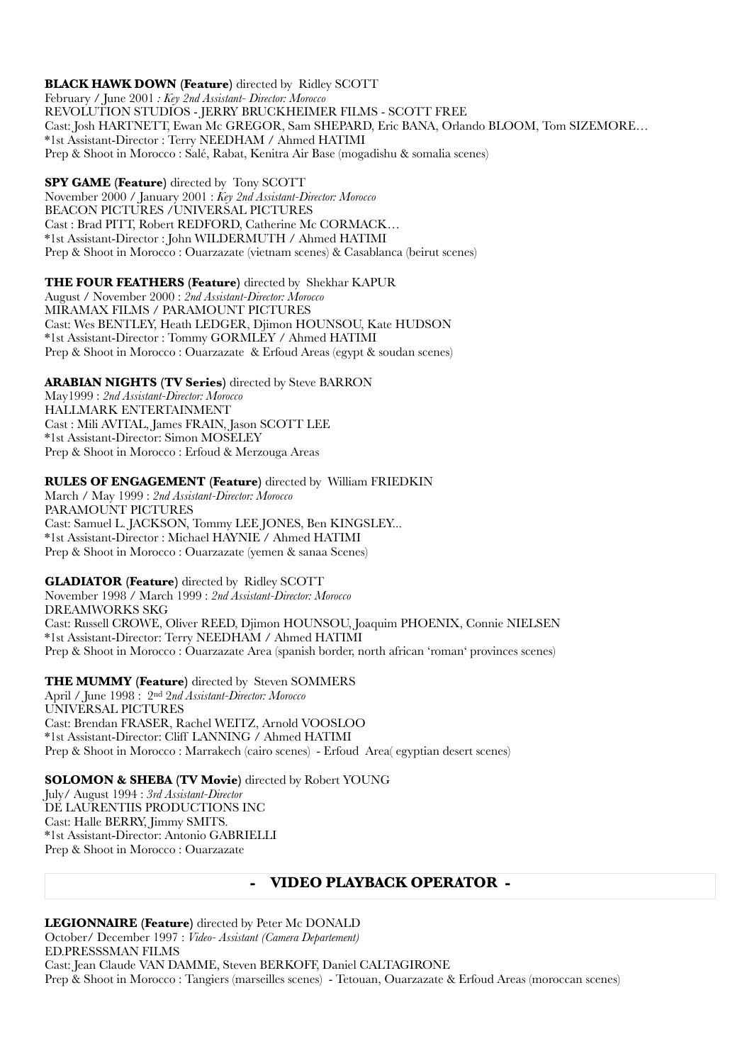**BLACK HAWK DOWN (Feature)** directed by Ridley SCOTT
February / June 2001 *: Key 2nd Assistant- Director: Morocco*
REVOLUTION STUDIOS - JERRY BRUCKHEIMER FILMS - SCOTT FREE
Cast: Josh HARTNETT, Ewan Mc GREGOR, Sam SHEPARD, Eric BANA, Orlando BLOOM, Tom SIZEMORE…
*1st Assistant-Director : Terry NEEDHAM / Ahmed HATIMI
Prep & Shoot in Morocco : Salé, Rabat, Kenitra Air Base (mogadishu & somalia scenes)

**SPY GAME (Feature)** directed by Tony SCOTT
November 2000 / January 2001 : *Key 2nd Assistant-Director: Morocco*
BEACON PICTURES /UNIVERSAL PICTURES
Cast : Brad PITT, Robert REDFORD, Catherine Mc CORMACK…
*1st Assistant-Director : John WILDERMUTH / Ahmed HATIMI
Prep & Shoot in Morocco : Ouarzazate (vietnam scenes) & Casablanca (beirut scenes)

**THE FOUR FEATHERS (Feature)** directed by Shekhar KAPUR
August / November 2000 : *2nd Assistant-Director: Morocco*
MIRAMAX FILMS / PARAMOUNT PICTURES
Cast: Wes BENTLEY, Heath LEDGER, Djimon HOUNSOU, Kate HUDSON
*1st Assistant-Director : Tommy GORMLEY / Ahmed HATIMI
Prep & Shoot in Morocco : Ouarzazate & Erfoud Areas (egypt & soudan scenes)

**ARABIAN NIGHTS (TV Series)** directed by Steve BARRON
May1999 : *2nd Assistant-Director: Morocco*
HALLMARK ENTERTAINMENT
Cast : Mili AVITAL, James FRAIN, Jason SCOTT LEE
*1st Assistant-Director: Simon MOSELEY
Prep & Shoot in Morocco : Erfoud & Merzouga Areas

**RULES OF ENGAGEMENT (Feature)** directed by William FRIEDKIN
March / May 1999 : *2nd Assistant-Director: Morocco*
PARAMOUNT PICTURES
Cast: Samuel L. JACKSON, Tommy LEE JONES, Ben KINGSLEY...
*1st Assistant-Director : Michael HAYNIE / Ahmed HATIMI
Prep & Shoot in Morocco : Ouarzazate (yemen & sanaa Scenes)

**GLADIATOR (Feature)** directed by Ridley SCOTT
November 1998 / March 1999 : *2nd Assistant-Director: Morocco*
DREAMWORKS SKG
Cast: Russell CROWE, Oliver REED, Djimon HOUNSOU, Joaquim PHOENIX, Connie NIELSEN
*1st Assistant-Director: Terry NEEDHAM / Ahmed HATIMI
Prep & Shoot in Morocco : Ouarzazate Area (spanish border, north african 'roman' provinces scenes)

**THE MUMMY (Feature)** directed by Steven SOMMERS
April / June 1998 : 2nd *2nd Assistant-Director: Morocco*
UNIVERSAL PICTURES
Cast: Brendan FRASER, Rachel WEITZ, Arnold VOOSLOO
*1st Assistant-Director: Cliff LANNING / Ahmed HATIMI
Prep & Shoot in Morocco : Marrakech (cairo scenes) - Erfoud Area( egyptian desert scenes)

**SOLOMON & SHEBA (TV Movie)** directed by Robert YOUNG
July/ August 1994 : *3rd Assistant-Director*
DE LAURENTIIS PRODUCTIONS INC
Cast: Halle BERRY, Jimmy SMITS.
*1st Assistant-Director: Antonio GABRIELLI
Prep & Shoot in Morocco : Ouarzazate

## - VIDEO PLAYBACK OPERATOR -

**LEGIONNAIRE (Feature)** directed by Peter Mc DONALD
October/ December 1997 : *Video- Assistant (Camera Departement)*
ED.PRESSSMAN FILMS
Cast: Jean Claude VAN DAMME, Steven BERKOFF, Daniel CALTAGIRONE
Prep & Shoot in Morocco : Tangiers (marseilles scenes) - Tetouan, Ouarzazate & Erfoud Areas (moroccan scenes)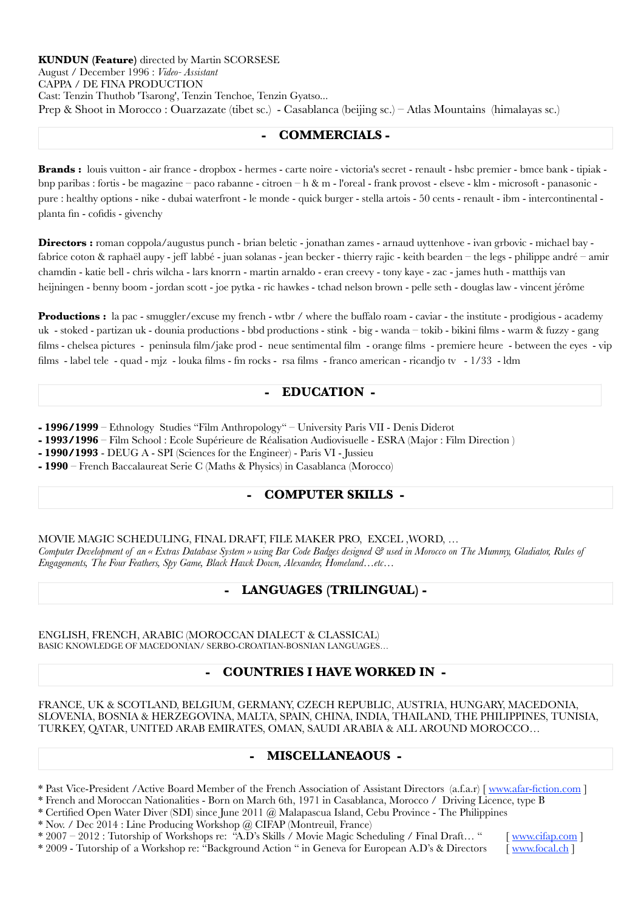**KUNDUN (Feature)** directed by Martin SCORSESE
August / December 1996 : *Video- Assistant*
CAPPA / DE FINA PRODUCTION
Cast: Tenzin Thuthob 'Tsarong', Tenzin Tenchoe, Tenzin Gyatso...
Prep & Shoot in Morocco : Ouarzazate (tibet sc.) - Casablanca (beijing sc.) – Atlas Mountains (himalayas sc.)

## - COMMERCIALS -

**Brands :** louis vuitton - air france - dropbox - hermes - carte noire - victoria's secret - renault - hsbc premier - bmce bank - tipiak - bnp paribas : fortis - be magazine – paco rabanne - citroen – h & m - l'oreal - frank provost - elseve - klm - microsoft - panasonic - pure : healthy options - nike - dubai waterfront - le monde - quick burger - stella artois - 50 cents - renault - ibm - intercontinental - planta fin - cofidis - givenchy

**Directors :** roman coppola/augustus punch - brian beletic - jonathan zames - arnaud uyttenhove - ivan grbovic - michael bay - fabrice coton & raphaël aupy - jeff labbé - juan solanas - jean becker - thierry rajic - keith bearden – the legs - philippe andré – amir chamdin - katie bell - chris wilcha - lars knorrn - martin arnaldo - eran creevy - tony kaye - zac - james huth - matthijs van heijningen - benny boom - jordan scott - joe pytka - ric hawkes - tchad nelson brown - pelle seth - douglas law - vincent jérôme

**Productions :** la pac - smuggler/excuse my french - wtbr / where the buffalo roam - caviar - the institute - prodigious - academy uk - stoked - partizan uk - dounia productions - bbd productions - stink - big - wanda – tokib - bikini films - warm & fuzzy - gang films - chelsea pictures - peninsula film/jake prod - neue sentimental film - orange films - premiere heure - between the eyes - vip films - label tele - quad - mjz - louka films - fm rocks - rsa films - franco american - ricandjo tv - 1/33 - ldm

## - EDUCATION -

- **1996/1999** – Ethnology Studies "Film Anthropology" – University Paris VII - Denis Diderot
- **1993/1996** – Film School : Ecole Supérieure de Réalisation Audiovisuelle - ESRA (Major : Film Direction )
- **1990/1993** - DEUG A - SPI (Sciences for the Engineer) - Paris VI - Jussieu
- **1990** – French Baccalaureat Serie C (Maths & Physics) in Casablanca (Morocco)

## - COMPUTER SKILLS -

MOVIE MAGIC SCHEDULING, FINAL DRAFT, FILE MAKER PRO, EXCEL ,WORD, …
*Computer Development of an « Extras Database System » using Bar Code Badges designed & used in Morocco on The Mummy, Gladiator, Rules of Engagements, The Four Feathers, Spy Game, Black Hawk Down, Alexander, Homeland…etc…*

## - LANGUAGES (TRILINGUAL) -

ENGLISH, FRENCH, ARABIC (MOROCCAN DIALECT & CLASSICAL)
BASIC KNOWLEDGE OF MACEDONIAN/ SERBO-CROATIAN-BOSNIAN LANGUAGES…

## - COUNTRIES I HAVE WORKED IN -

FRANCE, UK & SCOTLAND, BELGIUM, GERMANY, CZECH REPUBLIC, AUSTRIA, HUNGARY, MACEDONIA, SLOVENIA, BOSNIA & HERZEGOVINA, MALTA, SPAIN, CHINA, INDIA, THAILAND, THE PHILIPPINES, TUNISIA, TURKEY, QATAR, UNITED ARAB EMIRATES, OMAN, SAUDI ARABIA & ALL AROUND MOROCCO…

## - MISCELLANEAOUS -

* Past Vice-President /Active Board Member of the French Association of Assistant Directors (a.f.a.r) [ www.afar-fiction.com ]
* French and Moroccan Nationalities - Born on March 6th, 1971 in Casablanca, Morocco / Driving Licence, type B
* Certified Open Water Diver (SDI) since June 2011 @ Malapascua Island, Cebu Province - The Philippines
* Nov. / Dec 2014 : Line Producing Workshop @ CIFAP (Montreuil, France)
* 2007 – 2012 : Tutorship of Workshops re: "A.D's Skills / Movie Magic Scheduling / Final Draft… " [ www.cifap.com ]
* 2009 - Tutorship of a Workshop re: "Background Action " in Geneva for European A.D's & Directors [ www.focal.ch ]